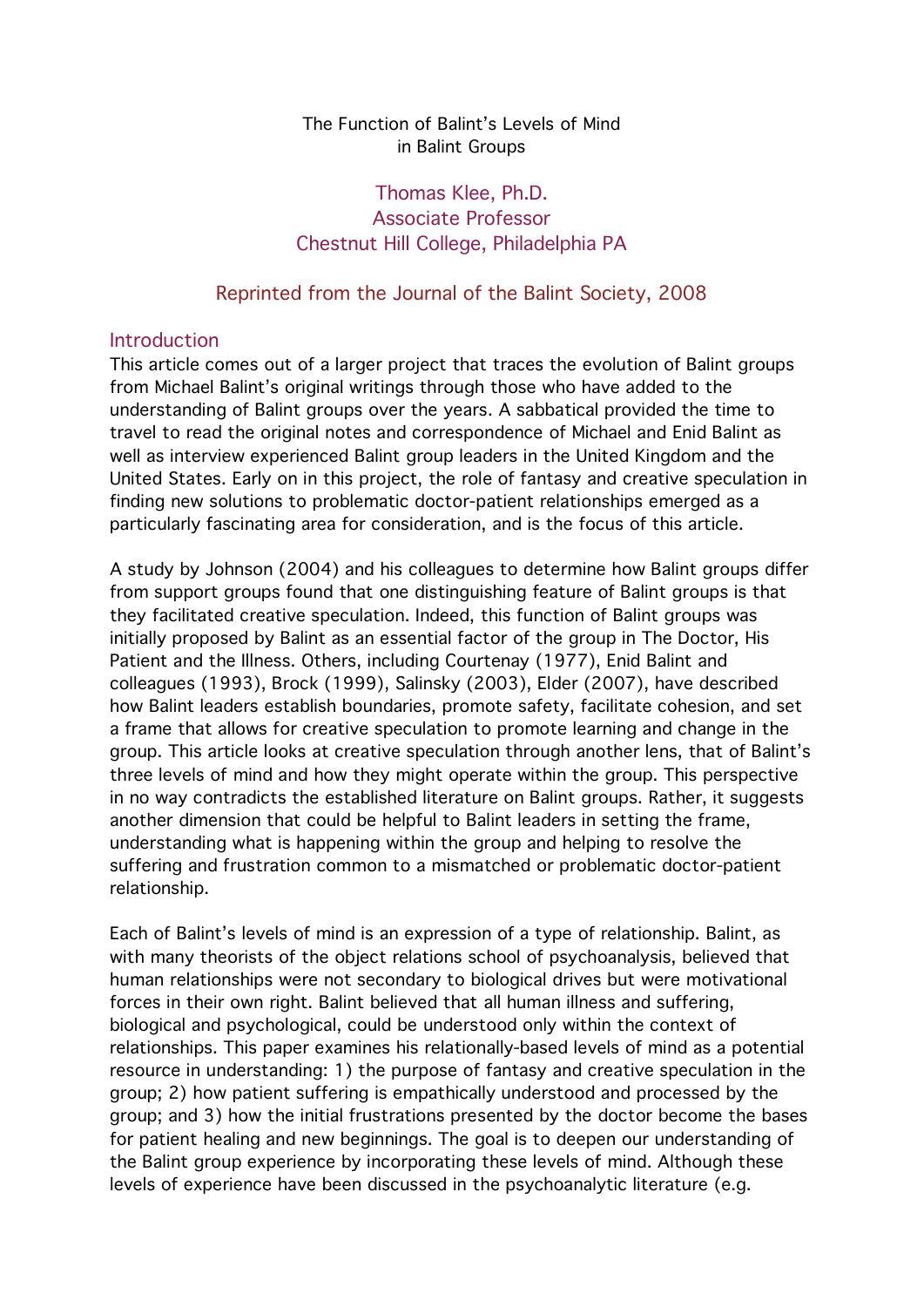# The Function of Balint's Levels of Mind in Balint Groups

Thomas Klee, Ph.D.
Associate Professor
Chestnut Hill College, Philadelphia PA

Reprinted from the Journal of the Balint Society, 2008

## Introduction

This article comes out of a larger project that traces the evolution of Balint groups from Michael Balint's original writings through those who have added to the understanding of Balint groups over the years. A sabbatical provided the time to travel to read the original notes and correspondence of Michael and Enid Balint as well as interview experienced Balint group leaders in the United Kingdom and the United States. Early on in this project, the role of fantasy and creative speculation in finding new solutions to problematic doctor-patient relationships emerged as a particularly fascinating area for consideration, and is the focus of this article.

A study by Johnson (2004) and his colleagues to determine how Balint groups differ from support groups found that one distinguishing feature of Balint groups is that they facilitated creative speculation. Indeed, this function of Balint groups was initially proposed by Balint as an essential factor of the group in The Doctor, His Patient and the Illness. Others, including Courtenay (1977), Enid Balint and colleagues (1993), Brock (1999), Salinsky (2003), Elder (2007), have described how Balint leaders establish boundaries, promote safety, facilitate cohesion, and set a frame that allows for creative speculation to promote learning and change in the group. This article looks at creative speculation through another lens, that of Balint's three levels of mind and how they might operate within the group. This perspective in no way contradicts the established literature on Balint groups. Rather, it suggests another dimension that could be helpful to Balint leaders in setting the frame, understanding what is happening within the group and helping to resolve the suffering and frustration common to a mismatched or problematic doctor-patient relationship.

Each of Balint's levels of mind is an expression of a type of relationship. Balint, as with many theorists of the object relations school of psychoanalysis, believed that human relationships were not secondary to biological drives but were motivational forces in their own right. Balint believed that all human illness and suffering, biological and psychological, could be understood only within the context of relationships. This paper examines his relationally-based levels of mind as a potential resource in understanding: 1) the purpose of fantasy and creative speculation in the group; 2) how patient suffering is empathically understood and processed by the group; and 3) how the initial frustrations presented by the doctor become the bases for patient healing and new beginnings. The goal is to deepen our understanding of the Balint group experience by incorporating these levels of mind. Although these levels of experience have been discussed in the psychoanalytic literature (e.g.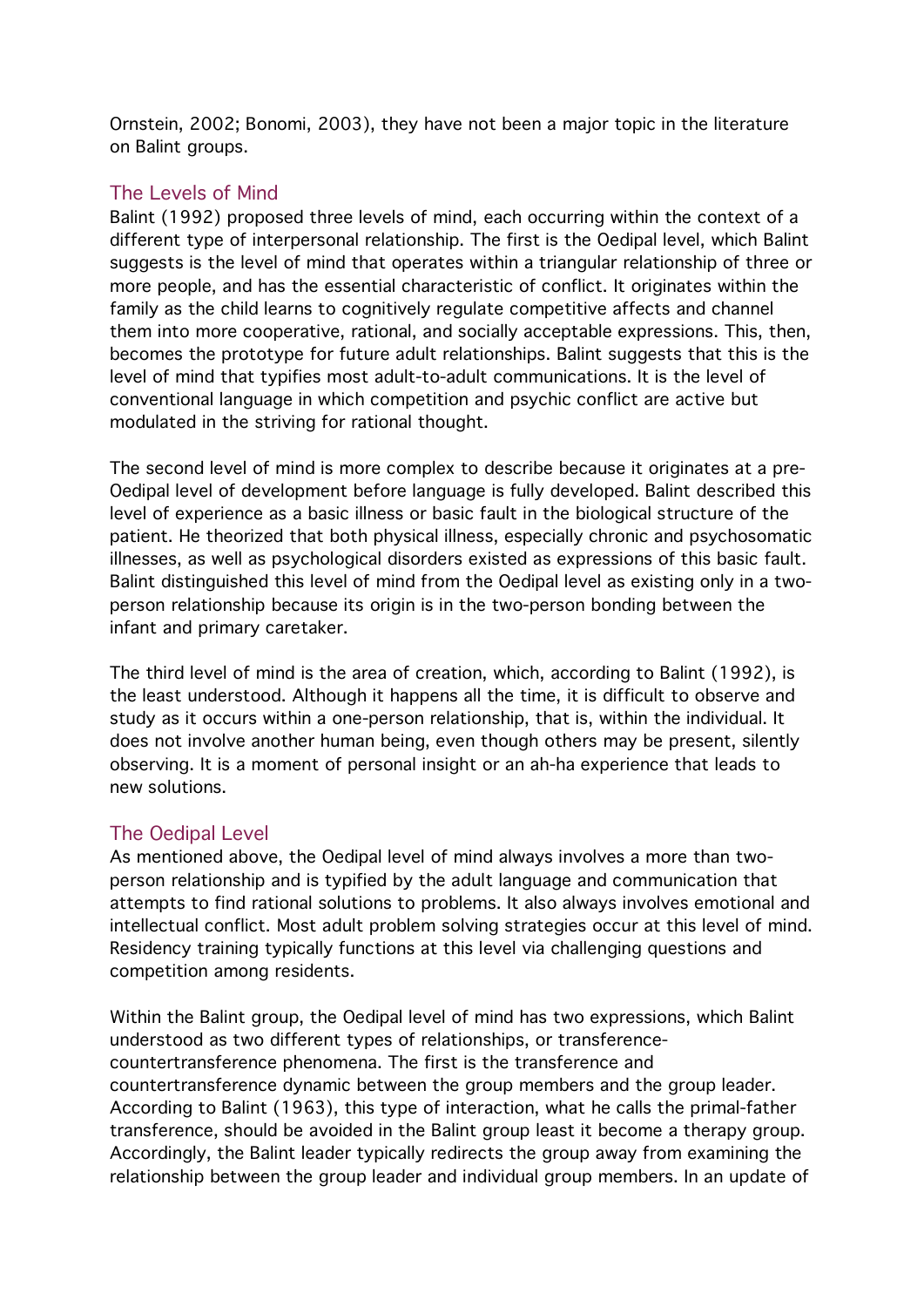Ornstein, 2002; Bonomi, 2003), they have not been a major topic in the literature on Balint groups.

## The Levels of Mind

Balint (1992) proposed three levels of mind, each occurring within the context of a different type of interpersonal relationship. The first is the Oedipal level, which Balint suggests is the level of mind that operates within a triangular relationship of three or more people, and has the essential characteristic of conflict. It originates within the family as the child learns to cognitively regulate competitive affects and channel them into more cooperative, rational, and socially acceptable expressions. This, then, becomes the prototype for future adult relationships. Balint suggests that this is the level of mind that typifies most adult-to-adult communications. It is the level of conventional language in which competition and psychic conflict are active but modulated in the striving for rational thought.

The second level of mind is more complex to describe because it originates at a pre-Oedipal level of development before language is fully developed. Balint described this level of experience as a basic illness or basic fault in the biological structure of the patient. He theorized that both physical illness, especially chronic and psychosomatic illnesses, as well as psychological disorders existed as expressions of this basic fault. Balint distinguished this level of mind from the Oedipal level as existing only in a two-person relationship because its origin is in the two-person bonding between the infant and primary caretaker.

The third level of mind is the area of creation, which, according to Balint (1992), is the least understood. Although it happens all the time, it is difficult to observe and study as it occurs within a one-person relationship, that is, within the individual. It does not involve another human being, even though others may be present, silently observing. It is a moment of personal insight or an ah-ha experience that leads to new solutions.

## The Oedipal Level

As mentioned above, the Oedipal level of mind always involves a more than two-person relationship and is typified by the adult language and communication that attempts to find rational solutions to problems. It also always involves emotional and intellectual conflict. Most adult problem solving strategies occur at this level of mind. Residency training typically functions at this level via challenging questions and competition among residents.

Within the Balint group, the Oedipal level of mind has two expressions, which Balint understood as two different types of relationships, or transference-countertransference phenomena. The first is the transference and countertransference dynamic between the group members and the group leader. According to Balint (1963), this type of interaction, what he calls the primal-father transference, should be avoided in the Balint group least it become a therapy group. Accordingly, the Balint leader typically redirects the group away from examining the relationship between the group leader and individual group members. In an update of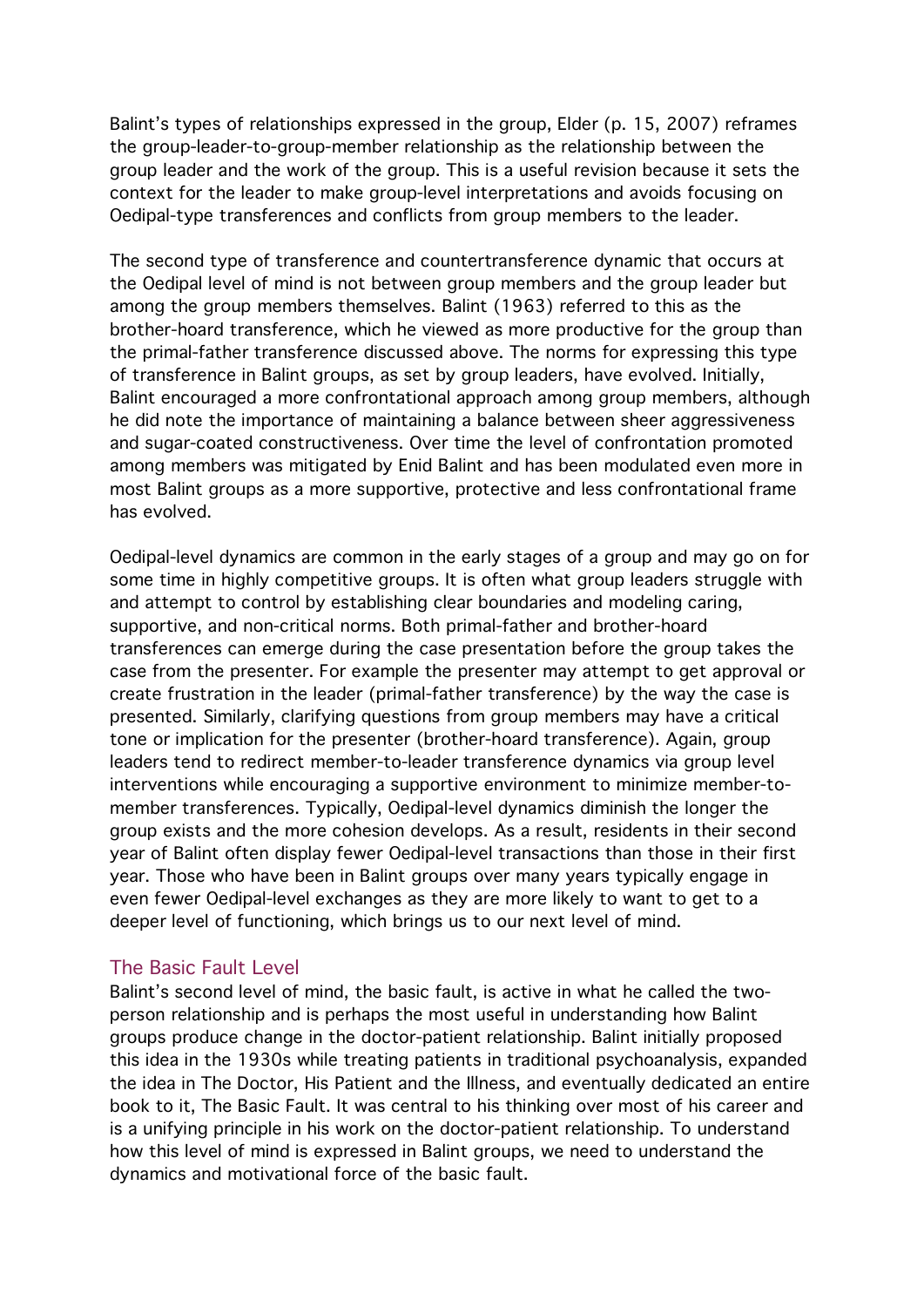Balint's types of relationships expressed in the group, Elder (p. 15, 2007) reframes the group-leader-to-group-member relationship as the relationship between the group leader and the work of the group. This is a useful revision because it sets the context for the leader to make group-level interpretations and avoids focusing on Oedipal-type transferences and conflicts from group members to the leader.

The second type of transference and countertransference dynamic that occurs at the Oedipal level of mind is not between group members and the group leader but among the group members themselves. Balint (1963) referred to this as the brother-hoard transference, which he viewed as more productive for the group than the primal-father transference discussed above. The norms for expressing this type of transference in Balint groups, as set by group leaders, have evolved. Initially, Balint encouraged a more confrontational approach among group members, although he did note the importance of maintaining a balance between sheer aggressiveness and sugar-coated constructiveness. Over time the level of confrontation promoted among members was mitigated by Enid Balint and has been modulated even more in most Balint groups as a more supportive, protective and less confrontational frame has evolved.

Oedipal-level dynamics are common in the early stages of a group and may go on for some time in highly competitive groups. It is often what group leaders struggle with and attempt to control by establishing clear boundaries and modeling caring, supportive, and non-critical norms. Both primal-father and brother-hoard transferences can emerge during the case presentation before the group takes the case from the presenter. For example the presenter may attempt to get approval or create frustration in the leader (primal-father transference) by the way the case is presented. Similarly, clarifying questions from group members may have a critical tone or implication for the presenter (brother-hoard transference). Again, group leaders tend to redirect member-to-leader transference dynamics via group level interventions while encouraging a supportive environment to minimize member-to-member transferences. Typically, Oedipal-level dynamics diminish the longer the group exists and the more cohesion develops. As a result, residents in their second year of Balint often display fewer Oedipal-level transactions than those in their first year. Those who have been in Balint groups over many years typically engage in even fewer Oedipal-level exchanges as they are more likely to want to get to a deeper level of functioning, which brings us to our next level of mind.

## The Basic Fault Level

Balint's second level of mind, the basic fault, is active in what he called the two-person relationship and is perhaps the most useful in understanding how Balint groups produce change in the doctor-patient relationship. Balint initially proposed this idea in the 1930s while treating patients in traditional psychoanalysis, expanded the idea in The Doctor, His Patient and the Illness, and eventually dedicated an entire book to it, The Basic Fault. It was central to his thinking over most of his career and is a unifying principle in his work on the doctor-patient relationship. To understand how this level of mind is expressed in Balint groups, we need to understand the dynamics and motivational force of the basic fault.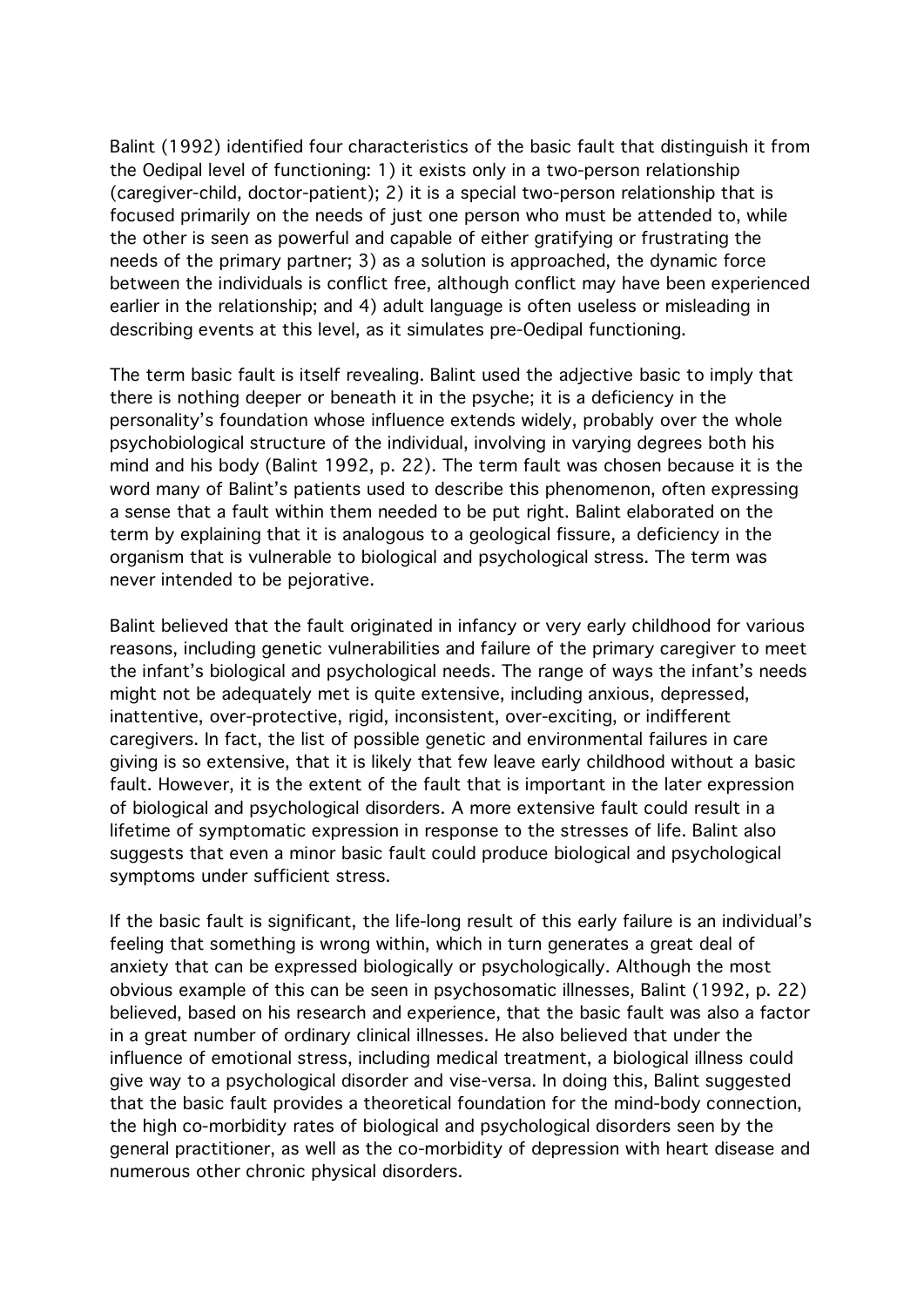Balint (1992) identified four characteristics of the basic fault that distinguish it from the Oedipal level of functioning: 1) it exists only in a two-person relationship (caregiver-child, doctor-patient); 2) it is a special two-person relationship that is focused primarily on the needs of just one person who must be attended to, while the other is seen as powerful and capable of either gratifying or frustrating the needs of the primary partner; 3) as a solution is approached, the dynamic force between the individuals is conflict free, although conflict may have been experienced earlier in the relationship; and 4) adult language is often useless or misleading in describing events at this level, as it simulates pre-Oedipal functioning.

The term basic fault is itself revealing. Balint used the adjective basic to imply that there is nothing deeper or beneath it in the psyche; it is a deficiency in the personality's foundation whose influence extends widely, probably over the whole psychobiological structure of the individual, involving in varying degrees both his mind and his body (Balint 1992, p. 22). The term fault was chosen because it is the word many of Balint's patients used to describe this phenomenon, often expressing a sense that a fault within them needed to be put right. Balint elaborated on the term by explaining that it is analogous to a geological fissure, a deficiency in the organism that is vulnerable to biological and psychological stress. The term was never intended to be pejorative.

Balint believed that the fault originated in infancy or very early childhood for various reasons, including genetic vulnerabilities and failure of the primary caregiver to meet the infant's biological and psychological needs. The range of ways the infant's needs might not be adequately met is quite extensive, including anxious, depressed, inattentive, over-protective, rigid, inconsistent, over-exciting, or indifferent caregivers. In fact, the list of possible genetic and environmental failures in care giving is so extensive, that it is likely that few leave early childhood without a basic fault. However, it is the extent of the fault that is important in the later expression of biological and psychological disorders. A more extensive fault could result in a lifetime of symptomatic expression in response to the stresses of life. Balint also suggests that even a minor basic fault could produce biological and psychological symptoms under sufficient stress.

If the basic fault is significant, the life-long result of this early failure is an individual's feeling that something is wrong within, which in turn generates a great deal of anxiety that can be expressed biologically or psychologically. Although the most obvious example of this can be seen in psychosomatic illnesses, Balint (1992, p. 22) believed, based on his research and experience, that the basic fault was also a factor in a great number of ordinary clinical illnesses. He also believed that under the influence of emotional stress, including medical treatment, a biological illness could give way to a psychological disorder and vise-versa. In doing this, Balint suggested that the basic fault provides a theoretical foundation for the mind-body connection, the high co-morbidity rates of biological and psychological disorders seen by the general practitioner, as well as the co-morbidity of depression with heart disease and numerous other chronic physical disorders.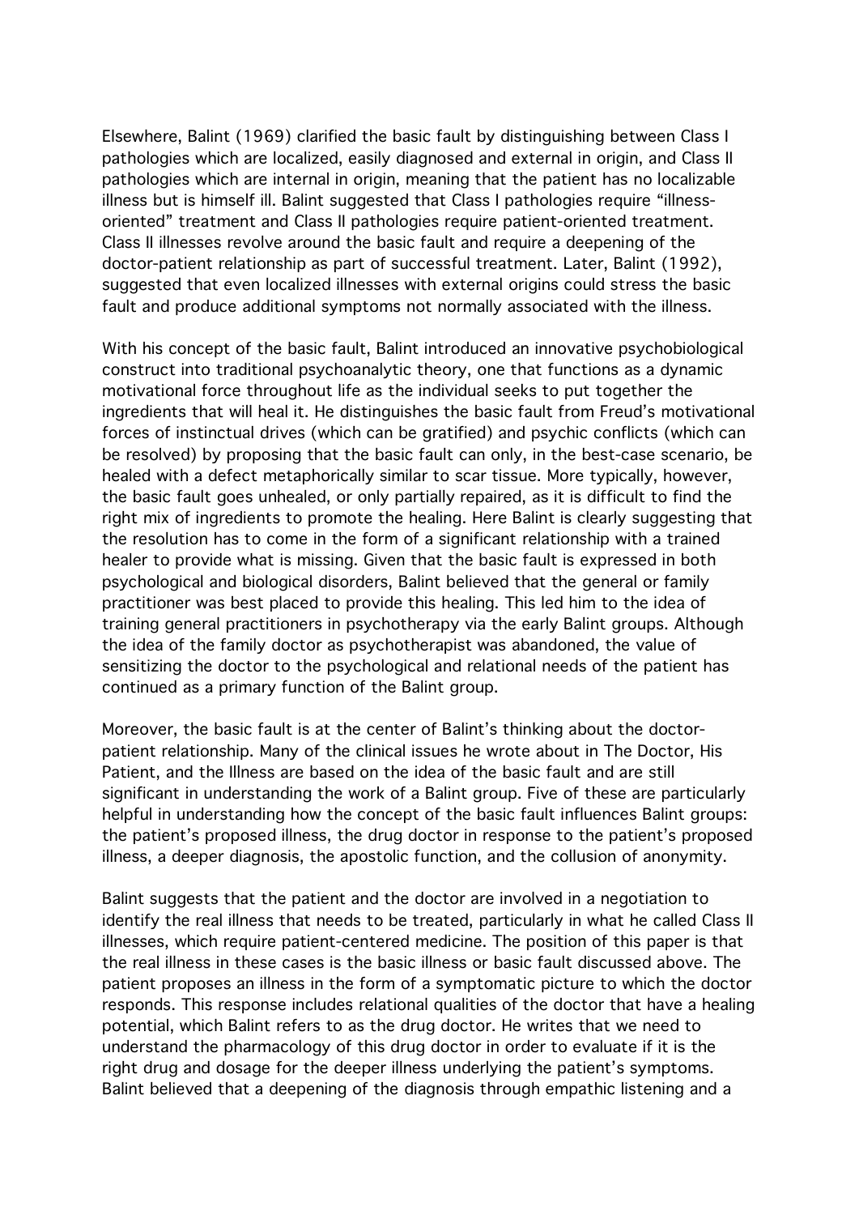Elsewhere, Balint (1969) clarified the basic fault by distinguishing between Class I pathologies which are localized, easily diagnosed and external in origin, and Class II pathologies which are internal in origin, meaning that the patient has no localizable illness but is himself ill. Balint suggested that Class I pathologies require "illness-oriented" treatment and Class II pathologies require patient-oriented treatment. Class II illnesses revolve around the basic fault and require a deepening of the doctor-patient relationship as part of successful treatment. Later, Balint (1992), suggested that even localized illnesses with external origins could stress the basic fault and produce additional symptoms not normally associated with the illness.

With his concept of the basic fault, Balint introduced an innovative psychobiological construct into traditional psychoanalytic theory, one that functions as a dynamic motivational force throughout life as the individual seeks to put together the ingredients that will heal it. He distinguishes the basic fault from Freud's motivational forces of instinctual drives (which can be gratified) and psychic conflicts (which can be resolved) by proposing that the basic fault can only, in the best-case scenario, be healed with a defect metaphorically similar to scar tissue. More typically, however, the basic fault goes unhealed, or only partially repaired, as it is difficult to find the right mix of ingredients to promote the healing. Here Balint is clearly suggesting that the resolution has to come in the form of a significant relationship with a trained healer to provide what is missing. Given that the basic fault is expressed in both psychological and biological disorders, Balint believed that the general or family practitioner was best placed to provide this healing. This led him to the idea of training general practitioners in psychotherapy via the early Balint groups. Although the idea of the family doctor as psychotherapist was abandoned, the value of sensitizing the doctor to the psychological and relational needs of the patient has continued as a primary function of the Balint group.

Moreover, the basic fault is at the center of Balint's thinking about the doctor-patient relationship. Many of the clinical issues he wrote about in The Doctor, His Patient, and the Illness are based on the idea of the basic fault and are still significant in understanding the work of a Balint group. Five of these are particularly helpful in understanding how the concept of the basic fault influences Balint groups: the patient's proposed illness, the drug doctor in response to the patient's proposed illness, a deeper diagnosis, the apostolic function, and the collusion of anonymity.

Balint suggests that the patient and the doctor are involved in a negotiation to identify the real illness that needs to be treated, particularly in what he called Class II illnesses, which require patient-centered medicine. The position of this paper is that the real illness in these cases is the basic illness or basic fault discussed above. The patient proposes an illness in the form of a symptomatic picture to which the doctor responds. This response includes relational qualities of the doctor that have a healing potential, which Balint refers to as the drug doctor. He writes that we need to understand the pharmacology of this drug doctor in order to evaluate if it is the right drug and dosage for the deeper illness underlying the patient's symptoms. Balint believed that a deepening of the diagnosis through empathic listening and a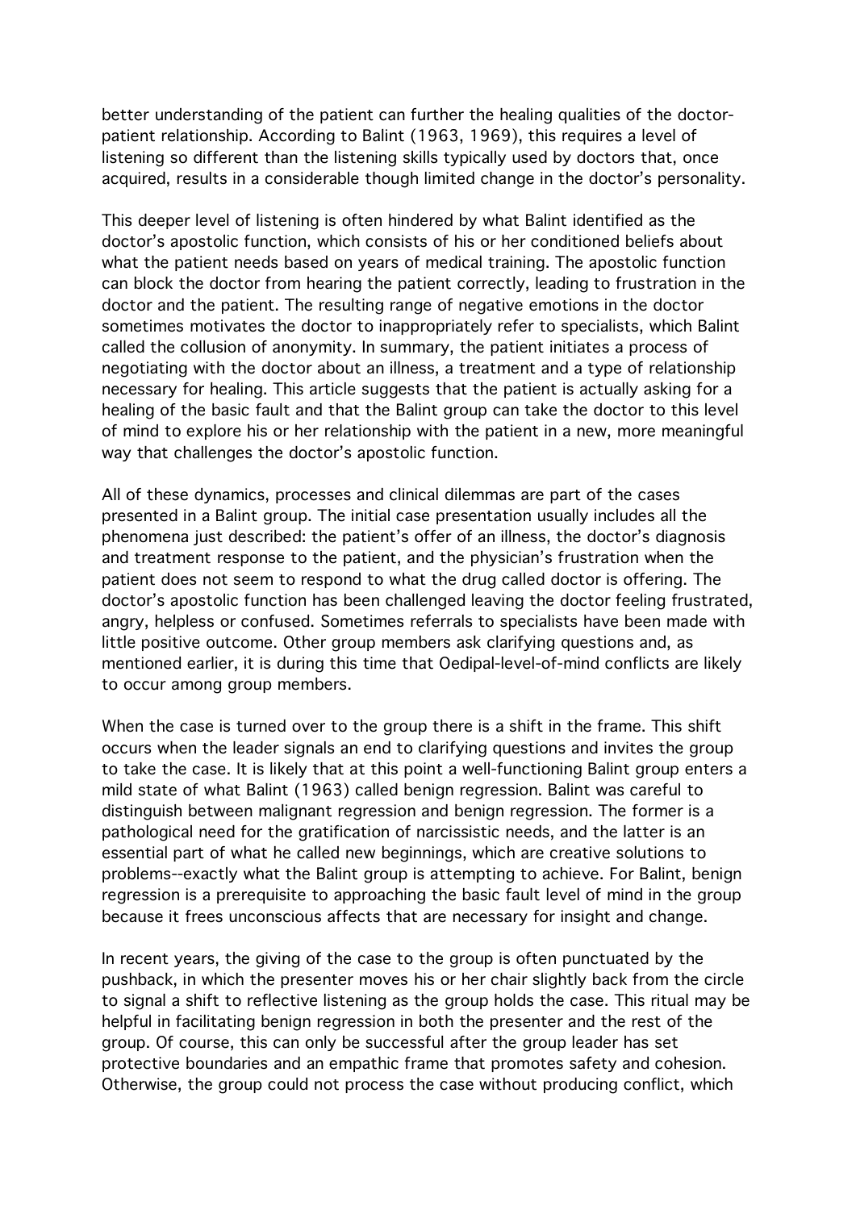better understanding of the patient can further the healing qualities of the doctor-patient relationship. According to Balint (1963, 1969), this requires a level of listening so different than the listening skills typically used by doctors that, once acquired, results in a considerable though limited change in the doctor's personality.

This deeper level of listening is often hindered by what Balint identified as the doctor's apostolic function, which consists of his or her conditioned beliefs about what the patient needs based on years of medical training. The apostolic function can block the doctor from hearing the patient correctly, leading to frustration in the doctor and the patient. The resulting range of negative emotions in the doctor sometimes motivates the doctor to inappropriately refer to specialists, which Balint called the collusion of anonymity. In summary, the patient initiates a process of negotiating with the doctor about an illness, a treatment and a type of relationship necessary for healing. This article suggests that the patient is actually asking for a healing of the basic fault and that the Balint group can take the doctor to this level of mind to explore his or her relationship with the patient in a new, more meaningful way that challenges the doctor's apostolic function.

All of these dynamics, processes and clinical dilemmas are part of the cases presented in a Balint group. The initial case presentation usually includes all the phenomena just described: the patient's offer of an illness, the doctor's diagnosis and treatment response to the patient, and the physician's frustration when the patient does not seem to respond to what the drug called doctor is offering. The doctor's apostolic function has been challenged leaving the doctor feeling frustrated, angry, helpless or confused. Sometimes referrals to specialists have been made with little positive outcome. Other group members ask clarifying questions and, as mentioned earlier, it is during this time that Oedipal-level-of-mind conflicts are likely to occur among group members.

When the case is turned over to the group there is a shift in the frame. This shift occurs when the leader signals an end to clarifying questions and invites the group to take the case. It is likely that at this point a well-functioning Balint group enters a mild state of what Balint (1963) called benign regression. Balint was careful to distinguish between malignant regression and benign regression. The former is a pathological need for the gratification of narcissistic needs, and the latter is an essential part of what he called new beginnings, which are creative solutions to problems--exactly what the Balint group is attempting to achieve. For Balint, benign regression is a prerequisite to approaching the basic fault level of mind in the group because it frees unconscious affects that are necessary for insight and change.

In recent years, the giving of the case to the group is often punctuated by the pushback, in which the presenter moves his or her chair slightly back from the circle to signal a shift to reflective listening as the group holds the case. This ritual may be helpful in facilitating benign regression in both the presenter and the rest of the group. Of course, this can only be successful after the group leader has set protective boundaries and an empathic frame that promotes safety and cohesion. Otherwise, the group could not process the case without producing conflict, which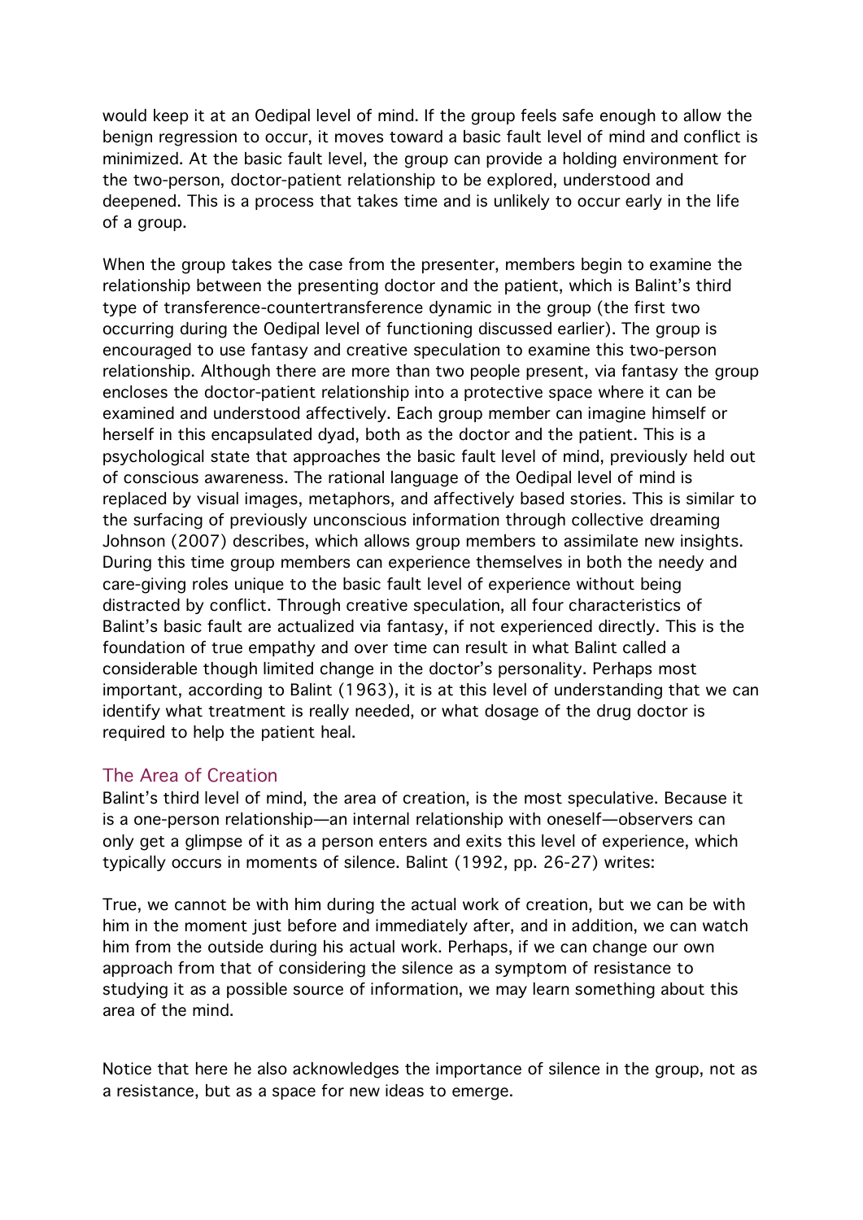would keep it at an Oedipal level of mind. If the group feels safe enough to allow the benign regression to occur, it moves toward a basic fault level of mind and conflict is minimized. At the basic fault level, the group can provide a holding environment for the two-person, doctor-patient relationship to be explored, understood and deepened. This is a process that takes time and is unlikely to occur early in the life of a group.

When the group takes the case from the presenter, members begin to examine the relationship between the presenting doctor and the patient, which is Balint's third type of transference-countertransference dynamic in the group (the first two occurring during the Oedipal level of functioning discussed earlier). The group is encouraged to use fantasy and creative speculation to examine this two-person relationship. Although there are more than two people present, via fantasy the group encloses the doctor-patient relationship into a protective space where it can be examined and understood affectively. Each group member can imagine himself or herself in this encapsulated dyad, both as the doctor and the patient. This is a psychological state that approaches the basic fault level of mind, previously held out of conscious awareness. The rational language of the Oedipal level of mind is replaced by visual images, metaphors, and affectively based stories. This is similar to the surfacing of previously unconscious information through collective dreaming Johnson (2007) describes, which allows group members to assimilate new insights. During this time group members can experience themselves in both the needy and care-giving roles unique to the basic fault level of experience without being distracted by conflict. Through creative speculation, all four characteristics of Balint's basic fault are actualized via fantasy, if not experienced directly. This is the foundation of true empathy and over time can result in what Balint called a considerable though limited change in the doctor's personality. Perhaps most important, according to Balint (1963), it is at this level of understanding that we can identify what treatment is really needed, or what dosage of the drug doctor is required to help the patient heal.

## The Area of Creation

Balint's third level of mind, the area of creation, is the most speculative. Because it is a one-person relationship—an internal relationship with oneself—observers can only get a glimpse of it as a person enters and exits this level of experience, which typically occurs in moments of silence. Balint (1992, pp. 26-27) writes:

True, we cannot be with him during the actual work of creation, but we can be with him in the moment just before and immediately after, and in addition, we can watch him from the outside during his actual work. Perhaps, if we can change our own approach from that of considering the silence as a symptom of resistance to studying it as a possible source of information, we may learn something about this area of the mind.

Notice that here he also acknowledges the importance of silence in the group, not as a resistance, but as a space for new ideas to emerge.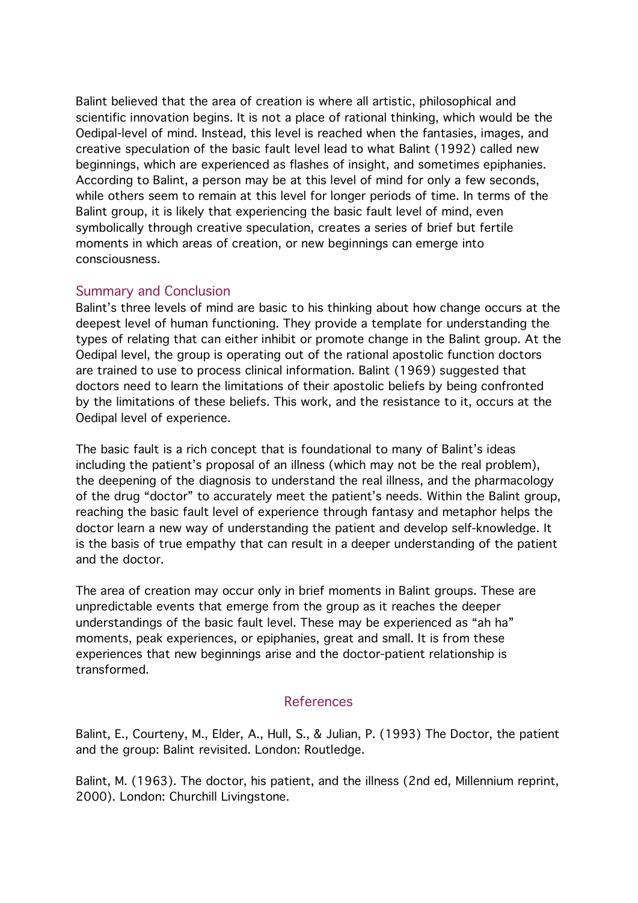Balint believed that the area of creation is where all artistic, philosophical and scientific innovation begins. It is not a place of rational thinking, which would be the Oedipal-level of mind. Instead, this level is reached when the fantasies, images, and creative speculation of the basic fault level lead to what Balint (1992) called new beginnings, which are experienced as flashes of insight, and sometimes epiphanies. According to Balint, a person may be at this level of mind for only a few seconds, while others seem to remain at this level for longer periods of time. In terms of the Balint group, it is likely that experiencing the basic fault level of mind, even symbolically through creative speculation, creates a series of brief but fertile moments in which areas of creation, or new beginnings can emerge into consciousness.

## Summary and Conclusion

Balint's three levels of mind are basic to his thinking about how change occurs at the deepest level of human functioning. They provide a template for understanding the types of relating that can either inhibit or promote change in the Balint group. At the Oedipal level, the group is operating out of the rational apostolic function doctors are trained to use to process clinical information. Balint (1969) suggested that doctors need to learn the limitations of their apostolic beliefs by being confronted by the limitations of these beliefs. This work, and the resistance to it, occurs at the Oedipal level of experience.

The basic fault is a rich concept that is foundational to many of Balint's ideas including the patient's proposal of an illness (which may not be the real problem), the deepening of the diagnosis to understand the real illness, and the pharmacology of the drug "doctor" to accurately meet the patient's needs. Within the Balint group, reaching the basic fault level of experience through fantasy and metaphor helps the doctor learn a new way of understanding the patient and develop self-knowledge. It is the basis of true empathy that can result in a deeper understanding of the patient and the doctor.

The area of creation may occur only in brief moments in Balint groups. These are unpredictable events that emerge from the group as it reaches the deeper understandings of the basic fault level. These may be experienced as "ah ha" moments, peak experiences, or epiphanies, great and small. It is from these experiences that new beginnings arise and the doctor-patient relationship is transformed.

## References

Balint, E., Courteny, M., Elder, A., Hull, S., & Julian, P. (1993) The Doctor, the patient and the group: Balint revisited. London: Routledge.

Balint, M. (1963). The doctor, his patient, and the illness (2nd ed, Millennium reprint, 2000). London: Churchill Livingstone.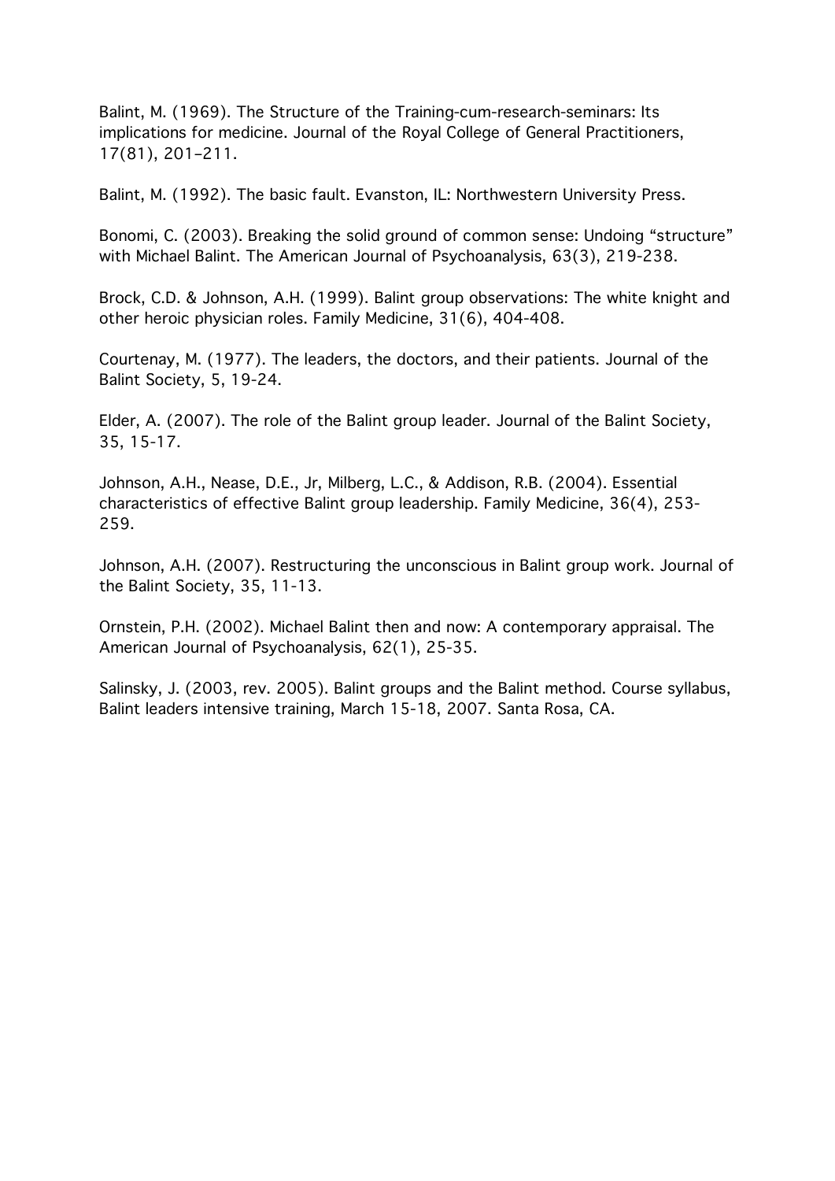Balint, M. (1969). The Structure of the Training-cum-research-seminars: Its implications for medicine. Journal of the Royal College of General Practitioners, 17(81), 201–211.

Balint, M. (1992). The basic fault. Evanston, IL: Northwestern University Press.

Bonomi, C. (2003). Breaking the solid ground of common sense: Undoing “structure” with Michael Balint. The American Journal of Psychoanalysis, 63(3), 219-238.

Brock, C.D. & Johnson, A.H. (1999). Balint group observations: The white knight and other heroic physician roles. Family Medicine, 31(6), 404-408.

Courtenay, M. (1977). The leaders, the doctors, and their patients. Journal of the Balint Society, 5, 19-24.

Elder, A. (2007). The role of the Balint group leader. Journal of the Balint Society, 35, 15-17.

Johnson, A.H., Nease, D.E., Jr, Milberg, L.C., & Addison, R.B. (2004). Essential characteristics of effective Balint group leadership. Family Medicine, 36(4), 253-259.

Johnson, A.H. (2007). Restructuring the unconscious in Balint group work. Journal of the Balint Society, 35, 11-13.

Ornstein, P.H. (2002). Michael Balint then and now: A contemporary appraisal. The American Journal of Psychoanalysis, 62(1), 25-35.

Salinsky, J. (2003, rev. 2005). Balint groups and the Balint method. Course syllabus, Balint leaders intensive training, March 15-18, 2007. Santa Rosa, CA.